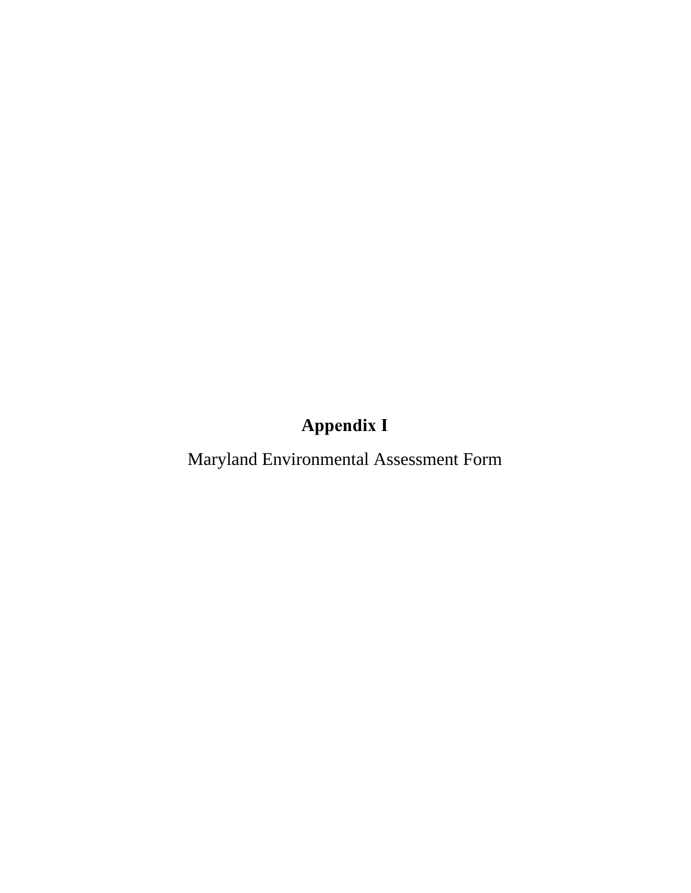# Appendix I

Maryland Environmental Assessment Form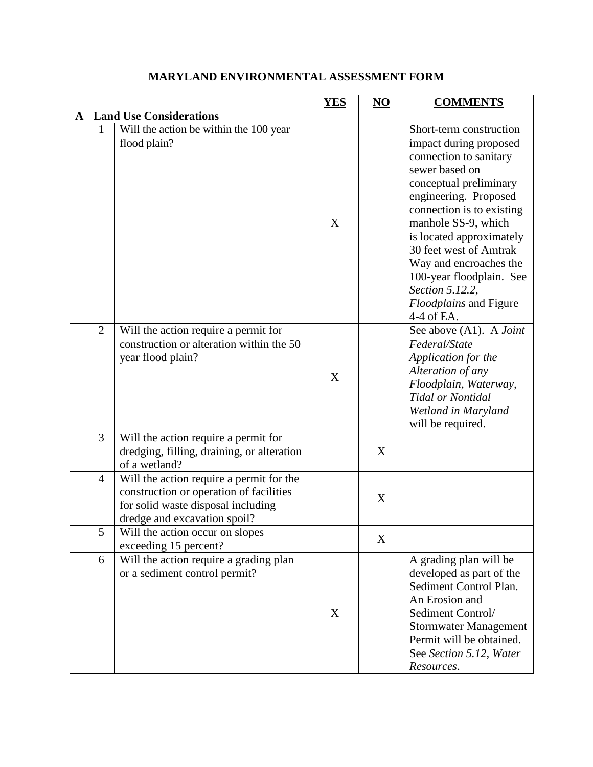# MARYLAND ENVIRONMENTAL ASSESSMENT FORM

| | | | YES | NO | COMMENTS |
|---|---|---|---|---|---|
| **A** | **Land Use Considerations** | | | | |
| | 1 | Will the action be within the 100 year flood plain? | X | | Short-term construction impact during proposed connection to sanitary sewer based on conceptual preliminary engineering. Proposed connection is to existing manhole SS-9, which is located approximately 30 feet west of Amtrak Way and encroaches the 100-year floodplain. See *Section 5.12.2, Floodplains* and Figure 4-4 of EA. |
| | 2 | Will the action require a permit for construction or alteration within the 50 year flood plain? | X | | See above (A1). A *Joint Federal/State Application for the Alteration of any Floodplain, Waterway, Tidal or Nontidal Wetland in Maryland* will be required. |
| | 3 | Will the action require a permit for dredging, filling, draining, or alteration of a wetland? | | X | |
| | 4 | Will the action require a permit for the construction or operation of facilities for solid waste disposal including dredge and excavation spoil? | | X | |
| | 5 | Will the action occur on slopes exceeding 15 percent? | | X | |
| | 6 | Will the action require a grading plan or a sediment control permit? | X | | A grading plan will be developed as part of the Sediment Control Plan. An Erosion and Sediment Control/ Stormwater Management Permit will be obtained. See *Section 5.12, Water Resources*. |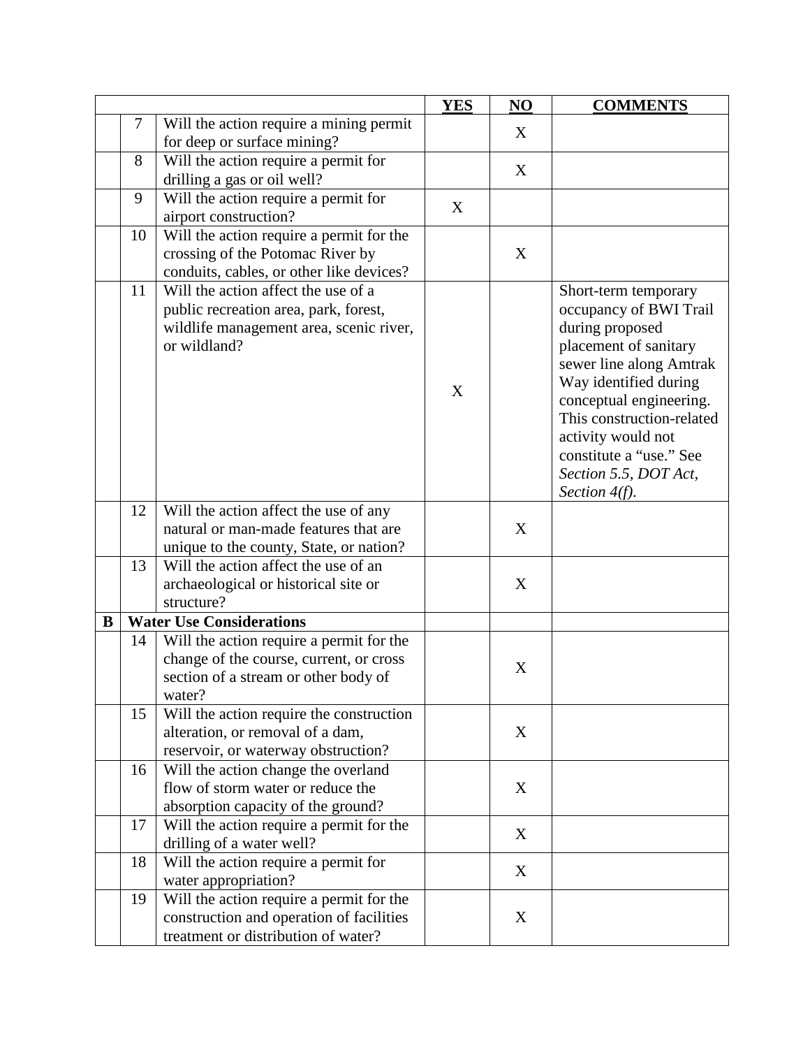| | | | YES | NO | COMMENTS |
|---|---|---|---|---|---|
| | 7 | Will the action require a mining permit for deep or surface mining? | | X | |
| | 8 | Will the action require a permit for drilling a gas or oil well? | | X | |
| | 9 | Will the action require a permit for airport construction? | X | | |
| | 10 | Will the action require a permit for the crossing of the Potomac River by conduits, cables, or other like devices? | | X | |
| | 11 | Will the action affect the use of a public recreation area, park, forest, wildlife management area, scenic river, or wildland? | X | | Short-term temporary occupancy of BWI Trail during proposed placement of sanitary sewer line along Amtrak Way identified during conceptual engineering. This construction-related activity would not constitute a "use." See *Section 5.5, DOT Act, Section 4(f).* |
| | 12 | Will the action affect the use of any natural or man-made features that are unique to the county, State, or nation? | | X | |
| | 13 | Will the action affect the use of an archaeological or historical site or structure? | | X | |
| **B** | **Water Use Considerations** | | | | |
| | 14 | Will the action require a permit for the change of the course, current, or cross section of a stream or other body of water? | | X | |
| | 15 | Will the action require the construction alteration, or removal of a dam, reservoir, or waterway obstruction? | | X | |
| | 16 | Will the action change the overland flow of storm water or reduce the absorption capacity of the ground? | | X | |
| | 17 | Will the action require a permit for the drilling of a water well? | | X | |
| | 18 | Will the action require a permit for water appropriation? | | X | |
| | 19 | Will the action require a permit for the construction and operation of facilities treatment or distribution of water? | | X | |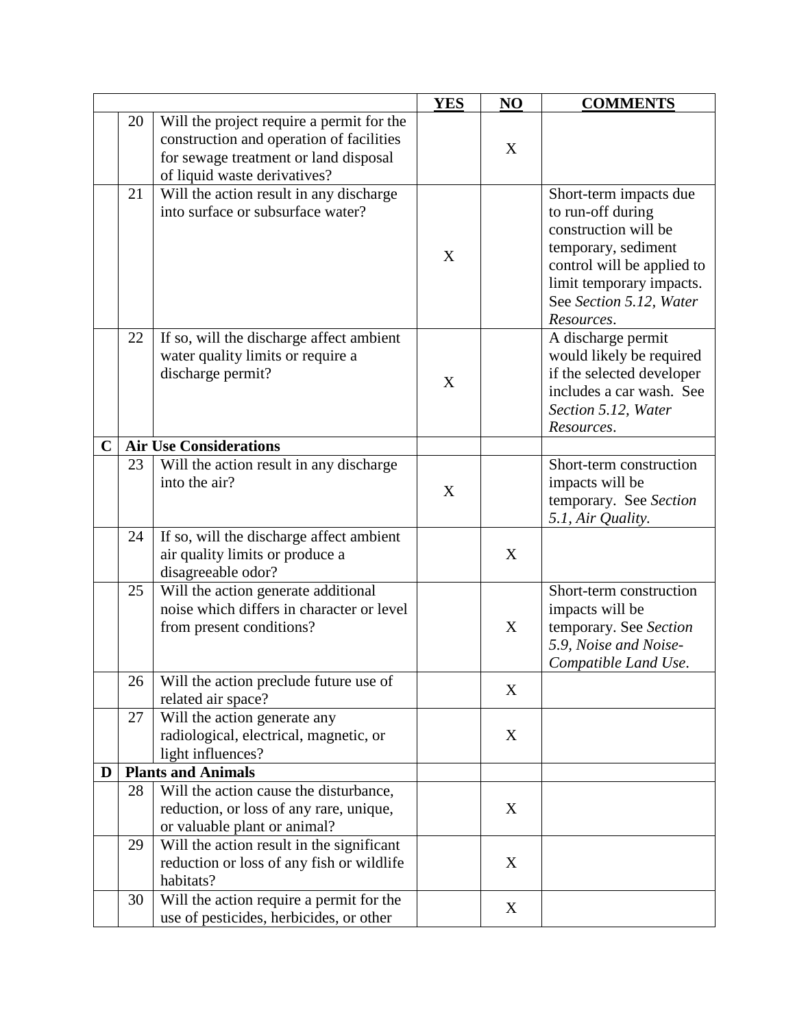| | | | YES | NO | COMMENTS |
|---|---|---|---|---|---|
| | 20 | Will the project require a permit for the construction and operation of facilities for sewage treatment or land disposal of liquid waste derivatives? | | X | |
| | 21 | Will the action result in any discharge into surface or subsurface water? | X | | Short-term impacts due to run-off during construction will be temporary, sediment control will be applied to limit temporary impacts. See *Section 5.12, Water Resources*. |
| | 22 | If so, will the discharge affect ambient water quality limits or require a discharge permit? | X | | A discharge permit would likely be required if the selected developer includes a car wash. See *Section 5.12, Water Resources*. |
| **C** | **Air Use Considerations** | | | | |
| | 23 | Will the action result in any discharge into the air? | X | | Short-term construction impacts will be temporary. See *Section 5.1, Air Quality.* |
| | 24 | If so, will the discharge affect ambient air quality limits or produce a disagreeable odor? | | X | |
| | 25 | Will the action generate additional noise which differs in character or level from present conditions? | | X | Short-term construction impacts will be temporary. See *Section 5.9, Noise and Noise-Compatible Land Use.* |
| | 26 | Will the action preclude future use of related air space? | | X | |
| | 27 | Will the action generate any radiological, electrical, magnetic, or light influences? | | X | |
| **D** | **Plants and Animals** | | | | |
| | 28 | Will the action cause the disturbance, reduction, or loss of any rare, unique, or valuable plant or animal? | | X | |
| | 29 | Will the action result in the significant reduction or loss of any fish or wildlife habitats? | | X | |
| | 30 | Will the action require a permit for the use of pesticides, herbicides, or other | | X | |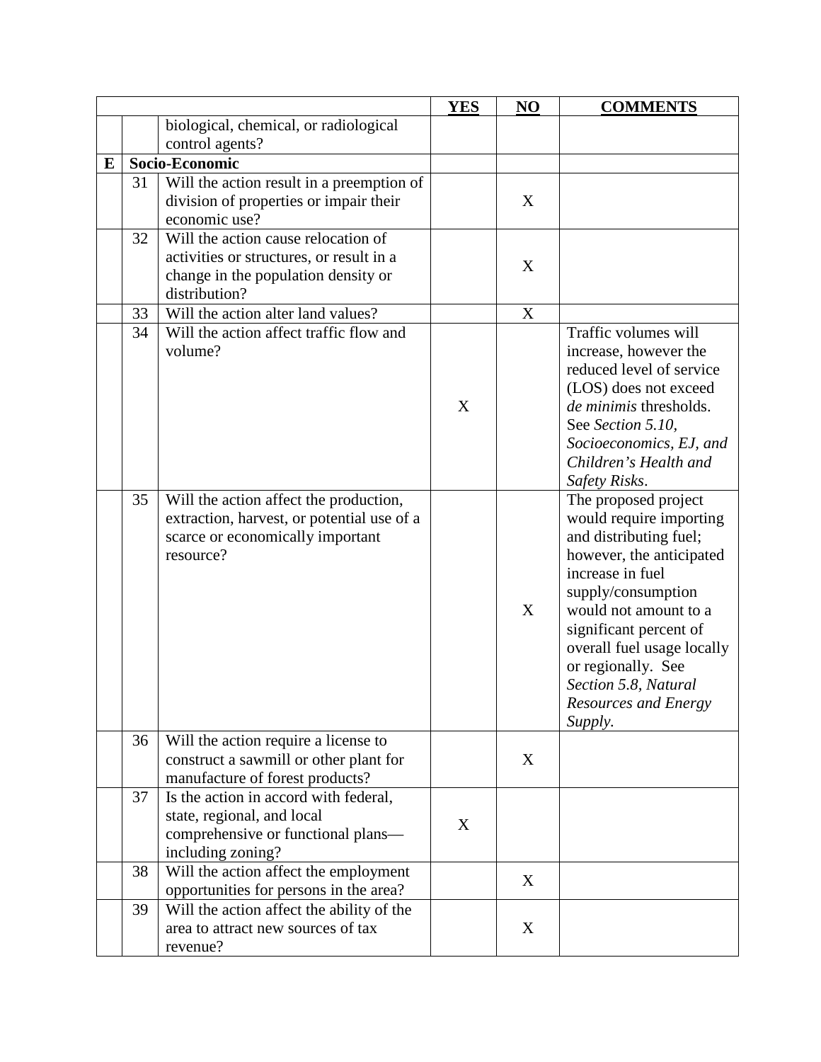| | | | YES | NO | COMMENTS |
|---|---|---|---|---|---|
| | | biological, chemical, or radiological control agents? | | | |
| **E** | **Socio-Economic** | | | | |
| | 31 | Will the action result in a preemption of division of properties or impair their economic use? | | X | |
| | 32 | Will the action cause relocation of activities or structures, or result in a change in the population density or distribution? | | X | |
| | 33 | Will the action alter land values? | | X | |
| | 34 | Will the action affect traffic flow and volume? | X | | Traffic volumes will increase, however the reduced level of service (LOS) does not exceed *de minimis* thresholds. See *Section 5.10, Socioeconomics, EJ, and Children's Health and Safety Risks*. |
| | 35 | Will the action affect the production, extraction, harvest, or potential use of a scarce or economically important resource? | | X | The proposed project would require importing and distributing fuel; however, the anticipated increase in fuel supply/consumption would not amount to a significant percent of overall fuel usage locally or regionally. See *Section 5.8, Natural Resources and Energy Supply*. |
| | 36 | Will the action require a license to construct a sawmill or other plant for manufacture of forest products? | | X | |
| | 37 | Is the action in accord with federal, state, regional, and local comprehensive or functional plans—including zoning? | X | | |
| | 38 | Will the action affect the employment opportunities for persons in the area? | | X | |
| | 39 | Will the action affect the ability of the area to attract new sources of tax revenue? | | X | |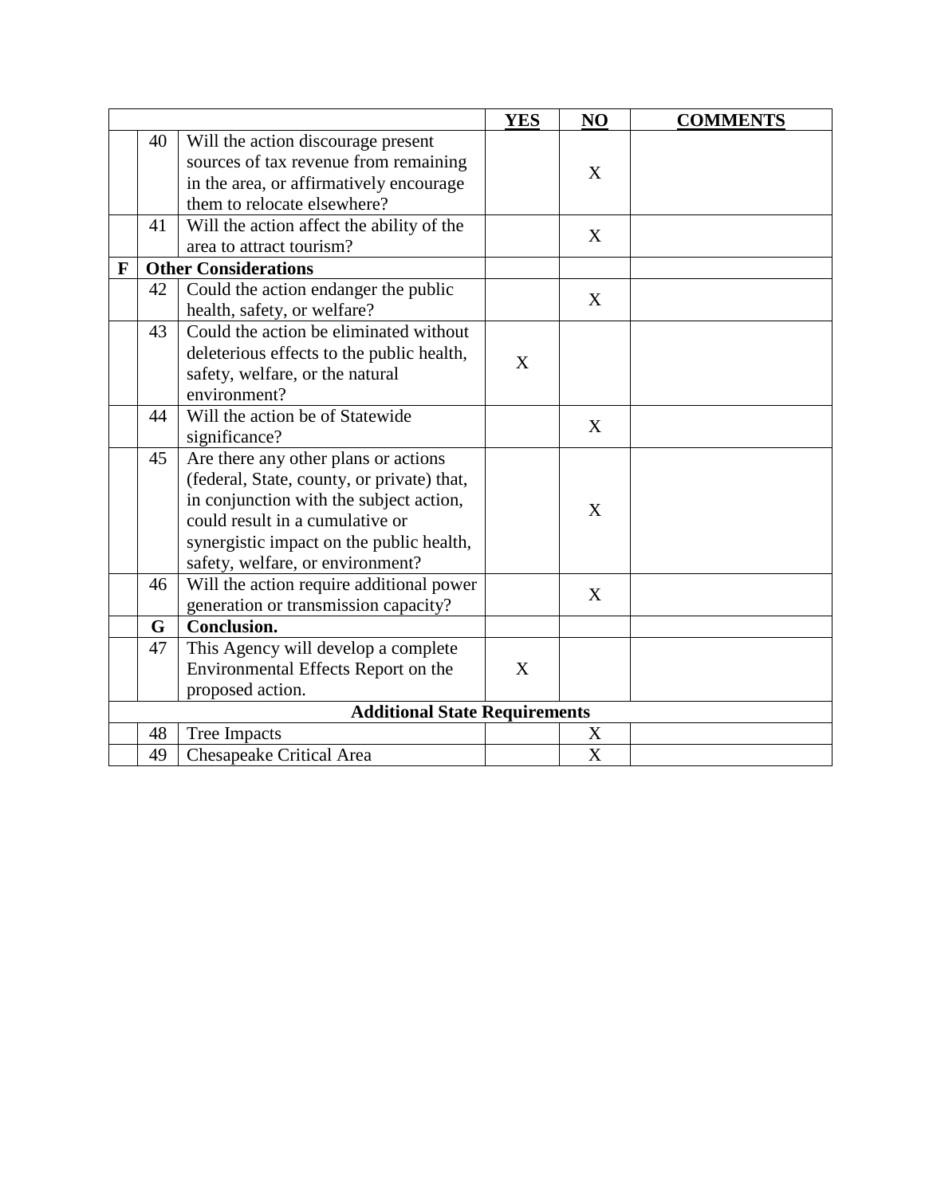| | | | YES | NO | COMMENTS |
|---|---|---|---|---|---|
| | 40 | Will the action discourage present sources of tax revenue from remaining in the area, or affirmatively encourage them to relocate elsewhere? | | X | |
| | 41 | Will the action affect the ability of the area to attract tourism? | | X | |
| **F** | **Other Considerations** | | | | |
| | 42 | Could the action endanger the public health, safety, or welfare? | | X | |
| | 43 | Could the action be eliminated without deleterious effects to the public health, safety, welfare, or the natural environment? | X | | |
| | 44 | Will the action be of Statewide significance? | | X | |
| | 45 | Are there any other plans or actions (federal, State, county, or private) that, in conjunction with the subject action, could result in a cumulative or synergistic impact on the public health, safety, welfare, or environment? | | X | |
| | 46 | Will the action require additional power generation or transmission capacity? | | X | |
| | **G** | **Conclusion.** | | | |
| | 47 | This Agency will develop a complete Environmental Effects Report on the proposed action. | X | | |
| **Additional State Requirements** | | | | | |
| | 48 | Tree Impacts | | X | |
| | 49 | Chesapeake Critical Area | | X | |